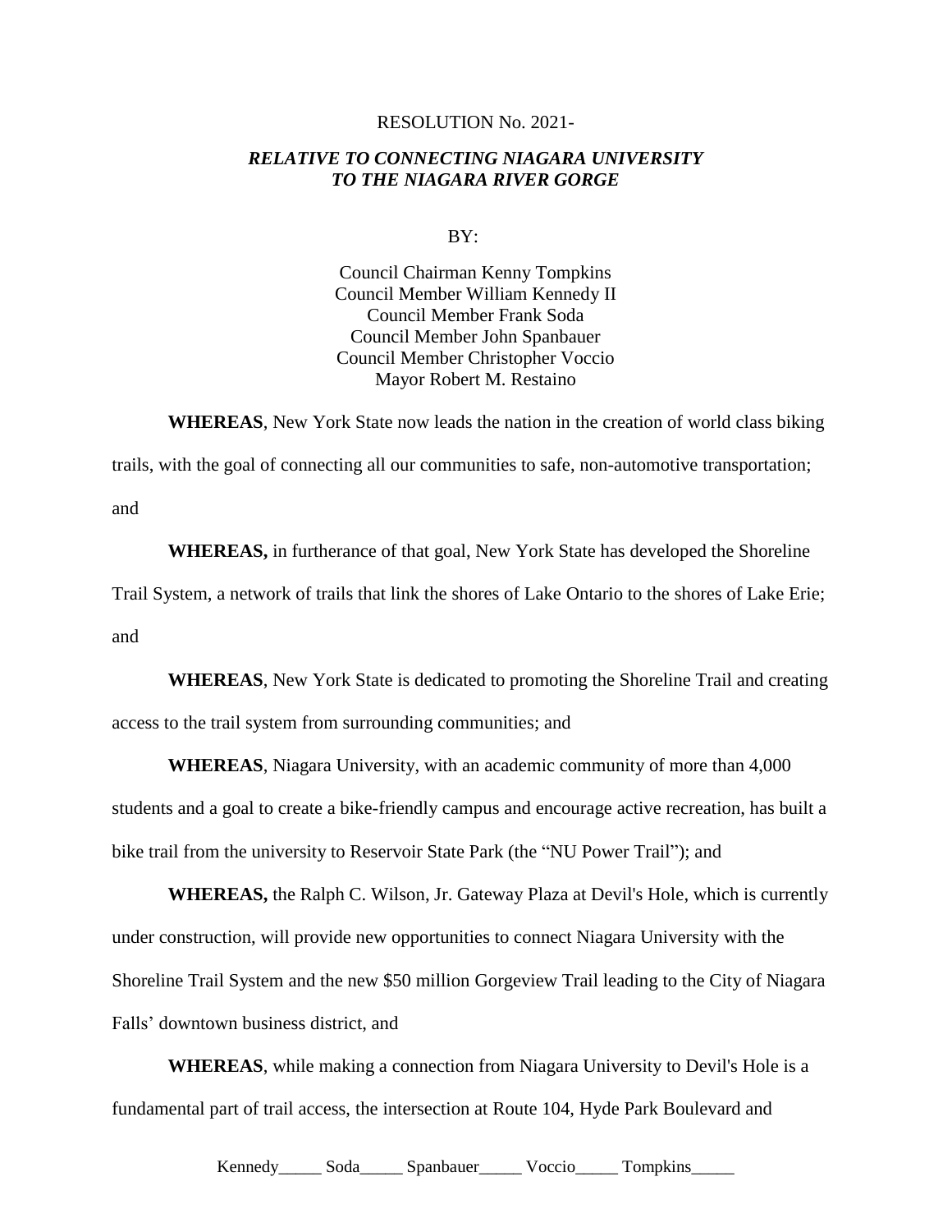RESOLUTION No. 2021-

***RELATIVE TO CONNECTING NIAGARA UNIVERSITY TO THE NIAGARA RIVER GORGE***

BY:

Council Chairman Kenny Tompkins
Council Member William Kennedy II
Council Member Frank Soda
Council Member John Spanbauer
Council Member Christopher Voccio
Mayor Robert M. Restaino

**WHEREAS**, New York State now leads the nation in the creation of world class biking trails, with the goal of connecting all our communities to safe, non-automotive transportation; and

**WHEREAS,** in furtherance of that goal, New York State has developed the Shoreline Trail System, a network of trails that link the shores of Lake Ontario to the shores of Lake Erie; and

**WHEREAS**, New York State is dedicated to promoting the Shoreline Trail and creating access to the trail system from surrounding communities; and

**WHEREAS**, Niagara University, with an academic community of more than 4,000 students and a goal to create a bike-friendly campus and encourage active recreation, has built a bike trail from the university to Reservoir State Park (the "NU Power Trail"); and

**WHEREAS,** the Ralph C. Wilson, Jr. Gateway Plaza at Devil's Hole, which is currently under construction, will provide new opportunities to connect Niagara University with the Shoreline Trail System and the new $50 million Gorgeview Trail leading to the City of Niagara Falls' downtown business district, and

**WHEREAS**, while making a connection from Niagara University to Devil's Hole is a fundamental part of trail access, the intersection at Route 104, Hyde Park Boulevard and

Kennedy_____ Soda_____ Spanbauer_____ Voccio_____ Tompkins_____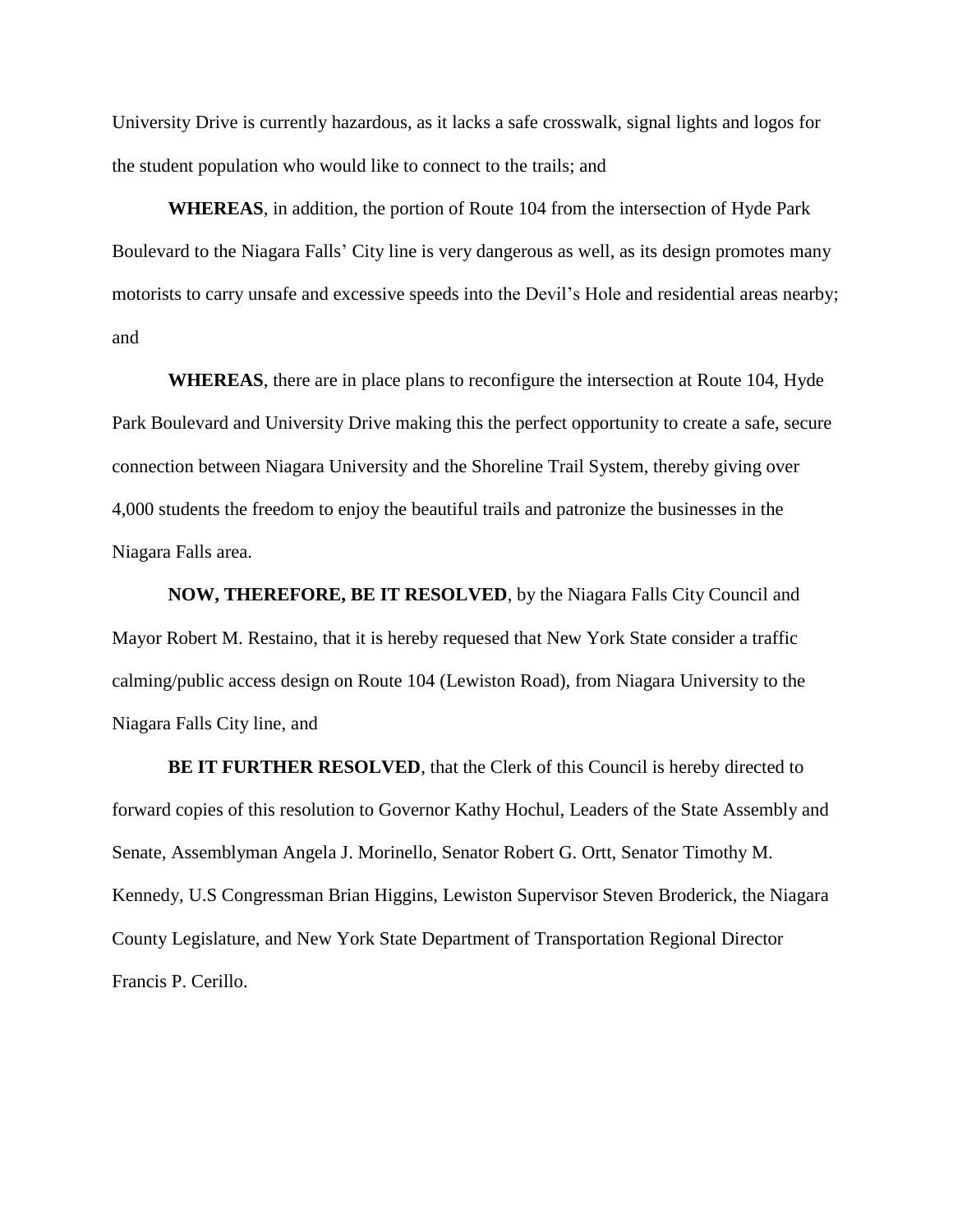University Drive is currently hazardous, as it lacks a safe crosswalk, signal lights and logos for the student population who would like to connect to the trails; and

**WHEREAS**, in addition, the portion of Route 104 from the intersection of Hyde Park Boulevard to the Niagara Falls' City line is very dangerous as well, as its design promotes many motorists to carry unsafe and excessive speeds into the Devil's Hole and residential areas nearby; and

**WHEREAS**, there are in place plans to reconfigure the intersection at Route 104, Hyde Park Boulevard and University Drive making this the perfect opportunity to create a safe, secure connection between Niagara University and the Shoreline Trail System, thereby giving over 4,000 students the freedom to enjoy the beautiful trails and patronize the businesses in the Niagara Falls area.

**NOW, THEREFORE, BE IT RESOLVED**, by the Niagara Falls City Council and Mayor Robert M. Restaino, that it is hereby requesed that New York State consider a traffic calming/public access design on Route 104 (Lewiston Road), from Niagara University to the Niagara Falls City line, and

**BE IT FURTHER RESOLVED**, that the Clerk of this Council is hereby directed to forward copies of this resolution to Governor Kathy Hochul, Leaders of the State Assembly and Senate, Assemblyman Angela J. Morinello, Senator Robert G. Ortt, Senator Timothy M. Kennedy, U.S Congressman Brian Higgins, Lewiston Supervisor Steven Broderick, the Niagara County Legislature, and New York State Department of Transportation Regional Director Francis P. Cerillo.